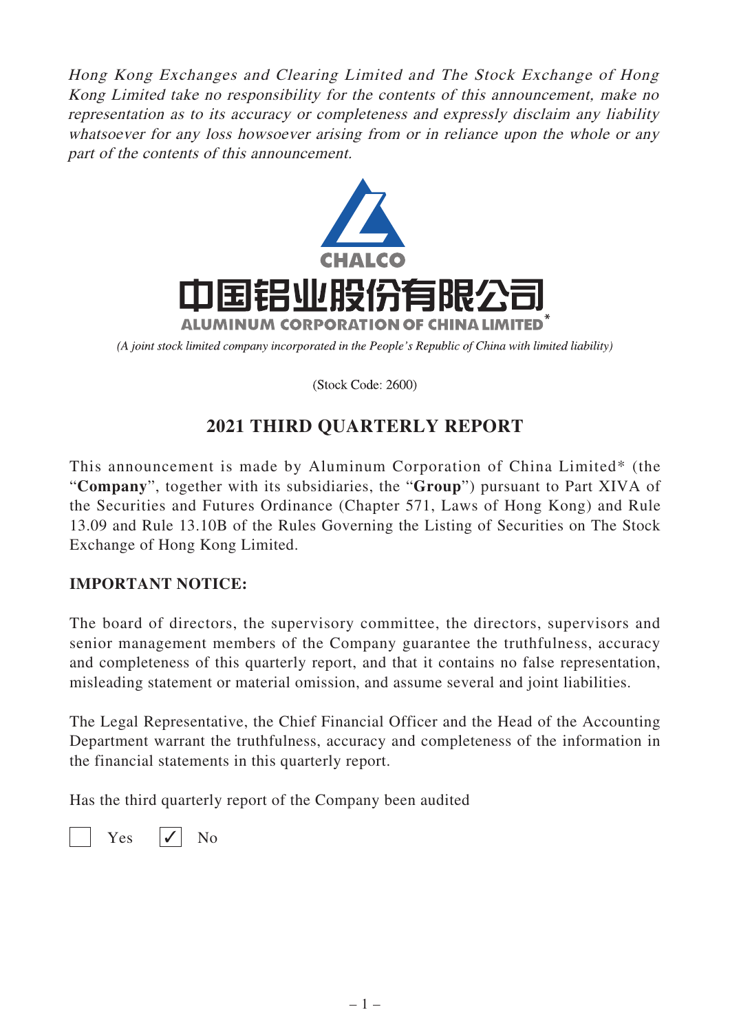*Hong Kong Exchanges and Clearing Limited and The Stock Exchange of Hong Kong Limited take no responsibility for the contents of this announcement, make no representation as to its accuracy or completeness and expressly disclaim any liability whatsoever for any loss howsoever arising from or in reliance upon the whole or any part of the contents of this announcement.*

CHALCO

中国铝业股份有限公司

ALUMINUM CORPORATION OF CHINA LIMITED*

*(A joint stock limited company incorporated in the People's Republic of China with limited liability)*

(Stock Code: 2600)

# 2021 THIRD QUARTERLY REPORT

This announcement is made by Aluminum Corporation of China Limited* (the "**Company**", together with its subsidiaries, the "**Group**") pursuant to Part XIVA of the Securities and Futures Ordinance (Chapter 571, Laws of Hong Kong) and Rule 13.09 and Rule 13.10B of the Rules Governing the Listing of Securities on The Stock Exchange of Hong Kong Limited.

## IMPORTANT NOTICE:

The board of directors, the supervisory committee, the directors, supervisors and senior management members of the Company guarantee the truthfulness, accuracy and completeness of this quarterly report, and that it contains no false representation, misleading statement or material omission, and assume several and joint liabilities.

The Legal Representative, the Chief Financial Officer and the Head of the Accounting Department warrant the truthfulness, accuracy and completeness of the information in the financial statements in this quarterly report.

Has the third quarterly report of the Company been audited

☐ Yes ☑ No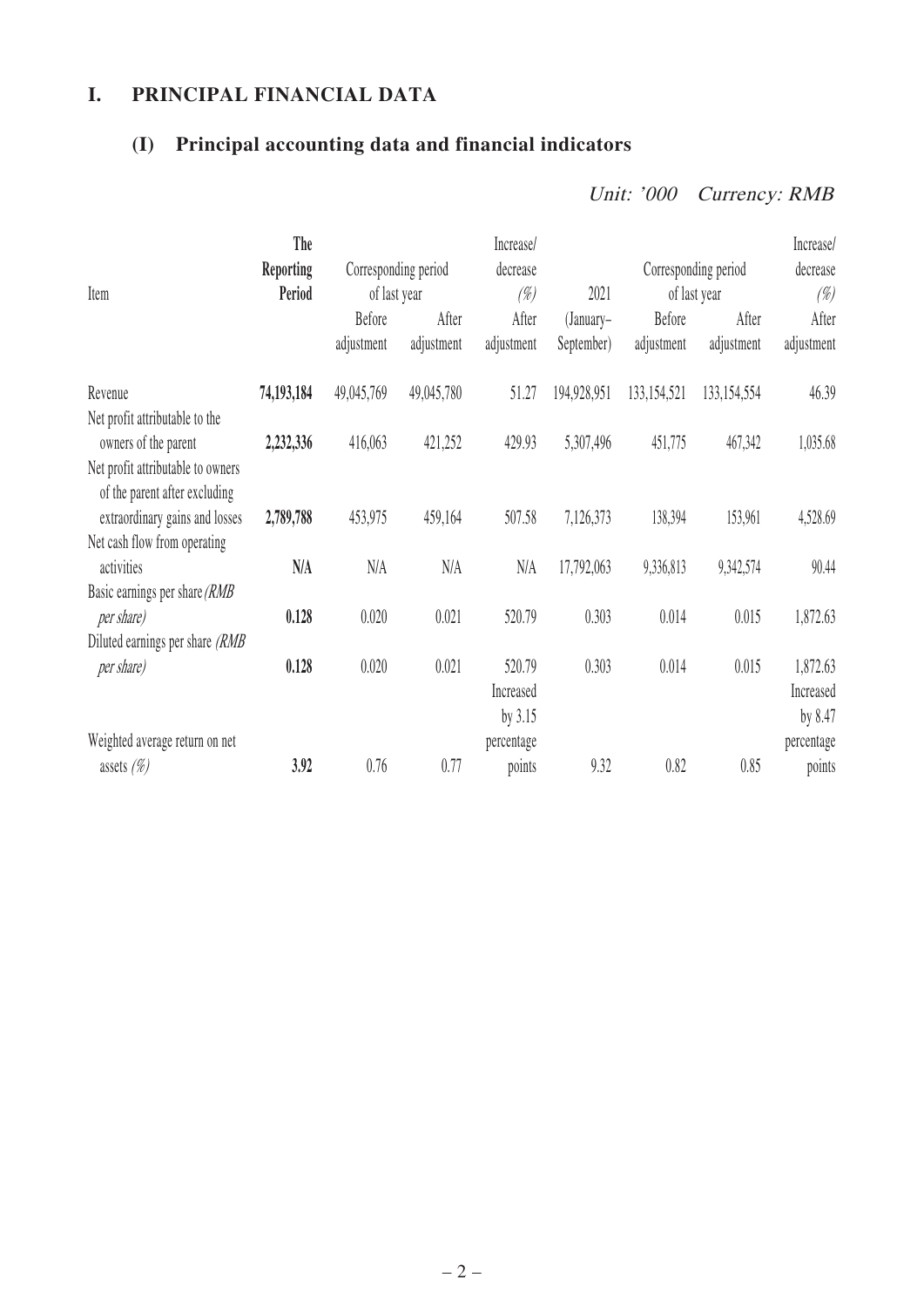# I. PRINCIPAL FINANCIAL DATA

## (I) Principal accounting data and financial indicators

*Unit: '000 Currency: RMB*

| Item | The Reporting Period | Corresponding period of last year | | Increase/ decrease (%) | 2021 (January– September) | Corresponding period of last year | | Increase/ decrease (%) |
|---|---|---|---|---|---|---|---|---|
| | | Before adjustment | After adjustment | After adjustment | | Before adjustment | After adjustment | After adjustment |
| Revenue | **74,193,184** | 49,045,769 | 49,045,780 | 51.27 | 194,928,951 | 133,154,521 | 133,154,554 | 46.39 |
| Net profit attributable to the owners of the parent | **2,232,336** | 416,063 | 421,252 | 429.93 | 5,307,496 | 451,775 | 467,342 | 1,035.68 |
| Net profit attributable to owners of the parent after excluding extraordinary gains and losses | **2,789,788** | 453,975 | 459,164 | 507.58 | 7,126,373 | 138,394 | 153,961 | 4,528.69 |
| Net cash flow from operating activities | **N/A** | N/A | N/A | N/A | 17,792,063 | 9,336,813 | 9,342,574 | 90.44 |
| Basic earnings per share *(RMB per share)* | **0.128** | 0.020 | 0.021 | 520.79 | 0.303 | 0.014 | 0.015 | 1,872.63 |
| Diluted earnings per share *(RMB per share)* | **0.128** | 0.020 | 0.021 | 520.79 | 0.303 | 0.014 | 0.015 | 1,872.63 |
| Weighted average return on net assets *(%)* | **3.92** | 0.76 | 0.77 | Increased by 3.15 percentage points | 9.32 | 0.82 | 0.85 | Increased by 8.47 percentage points |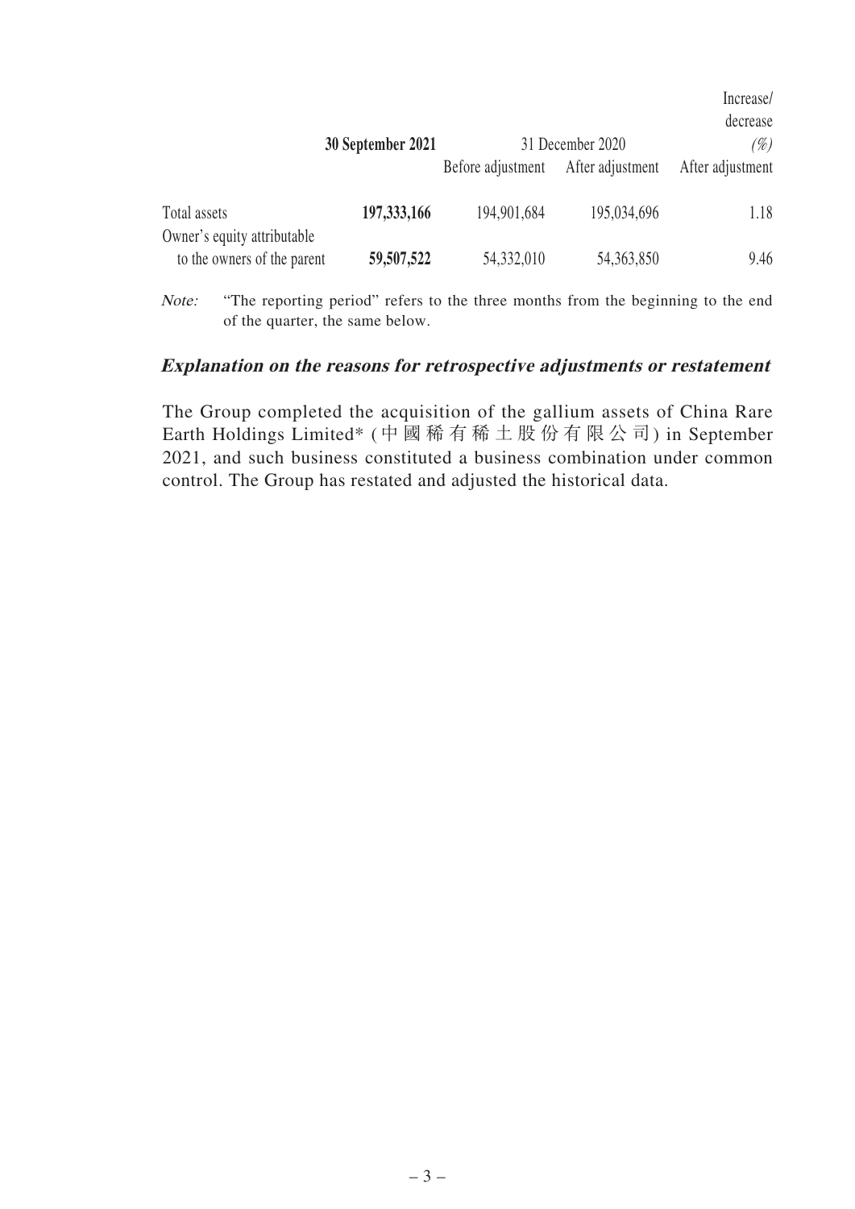| | 30 September 2021 | 31 December 2020 | | Increase/ decrease (%) |
|---|---|---|---|---|
| | | Before adjustment | After adjustment | After adjustment |
| Total assets | **197,333,166** | 194,901,684 | 195,034,696 | 1.18 |
| Owner's equity attributable to the owners of the parent | **59,507,522** | 54,332,010 | 54,363,850 | 9.46 |

*Note:* "The reporting period" refers to the three months from the beginning to the end of the quarter, the same below.

***Explanation on the reasons for retrospective adjustments or restatement***

The Group completed the acquisition of the gallium assets of China Rare Earth Holdings Limited* (中國稀有稀土股份有限公司) in September 2021, and such business constituted a business combination under common control. The Group has restated and adjusted the historical data.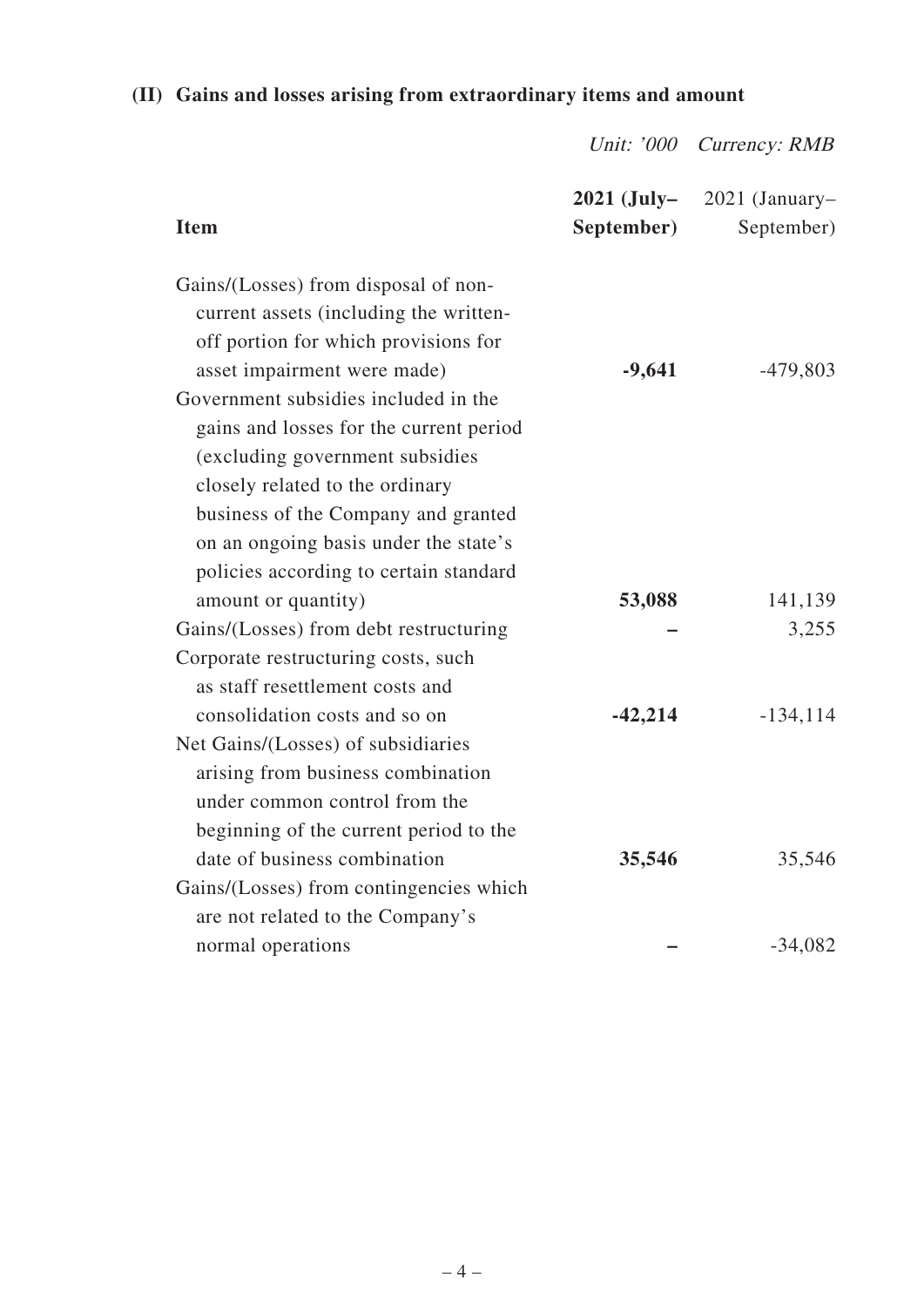## (II) Gains and losses arising from extraordinary items and amount

*Unit: '000 Currency: RMB*

| Item | **2021 (July–September)** | 2021 (January–September) |
|---|---|---|
| Gains/(Losses) from disposal of non-current assets (including the written-off portion for which provisions for asset impairment were made) | **-9,641** | -479,803 |
| Government subsidies included in the gains and losses for the current period (excluding government subsidies closely related to the ordinary business of the Company and granted on an ongoing basis under the state's policies according to certain standard amount or quantity) | **53,088** | 141,139 |
| Gains/(Losses) from debt restructuring | **–** | 3,255 |
| Corporate restructuring costs, such as staff resettlement costs and consolidation costs and so on | **-42,214** | -134,114 |
| Net Gains/(Losses) of subsidiaries arising from business combination under common control from the beginning of the current period to the date of business combination | **35,546** | 35,546 |
| Gains/(Losses) from contingencies which are not related to the Company's normal operations | **–** | -34,082 |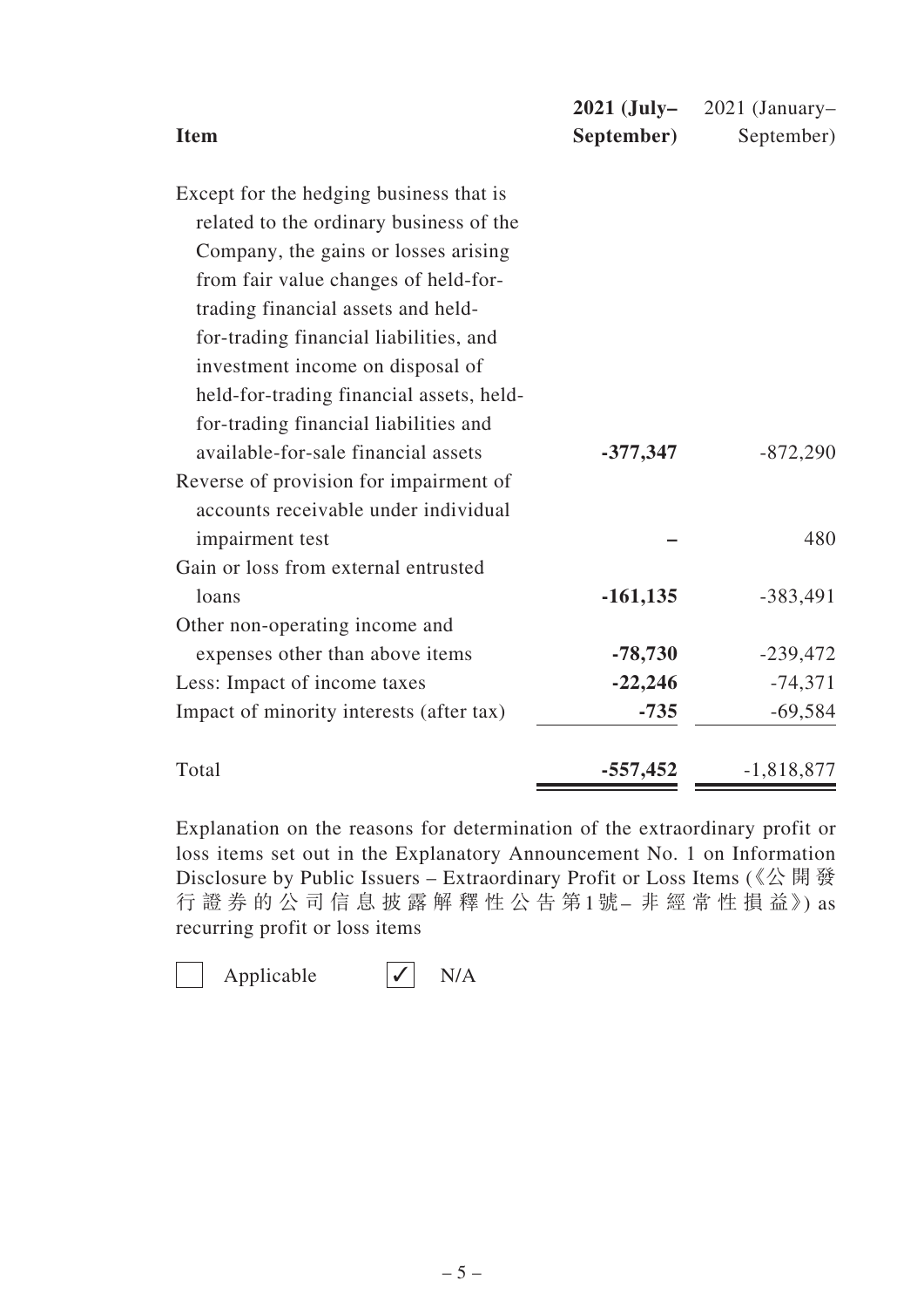| Item | **2021 (July– September)** | 2021 (January– September) |
|---|---|---|
| Except for the hedging business that is related to the ordinary business of the Company, the gains or losses arising from fair value changes of held-for-trading financial assets and held-for-trading financial liabilities, and investment income on disposal of held-for-trading financial assets, held-for-trading financial liabilities and available-for-sale financial assets | **-377,347** | -872,290 |
| Reverse of provision for impairment of accounts receivable under individual impairment test | **–** | 480 |
| Gain or loss from external entrusted loans | **-161,135** | -383,491 |
| Other non-operating income and expenses other than above items | **-78,730** | -239,472 |
| Less: Impact of income taxes | **-22,246** | -74,371 |
| Impact of minority interests (after tax) | **-735** | -69,584 |
| Total | **-557,452** | -1,818,877 |

Explanation on the reasons for determination of the extraordinary profit or loss items set out in the Explanatory Announcement No. 1 on Information Disclosure by Public Issuers – Extraordinary Profit or Loss Items (《公開發行證券的公司信息披露解釋性公告第1號–非經常性損益》) as recurring profit or loss items

☐ Applicable ☑ N/A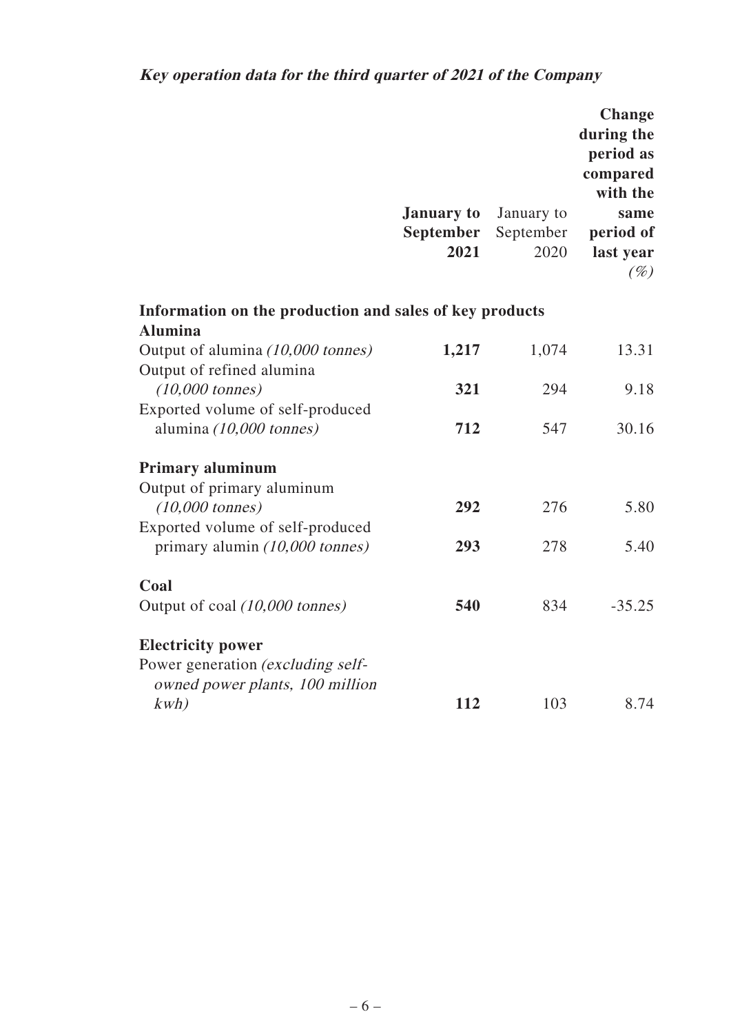***Key operation data for the third quarter of 2021 of the Company***

| | **January to September 2021** | January to September 2020 | **Change during the period as compared with the same period of last year** *(%)* |
|---|---|---|---|
| **Information on the production and sales of key products** | | | |
| **Alumina** | | | |
| Output of alumina *(10,000 tonnes)* | **1,217** | 1,074 | 13.31 |
| Output of refined alumina *(10,000 tonnes)* | **321** | 294 | 9.18 |
| Exported volume of self-produced alumina *(10,000 tonnes)* | **712** | 547 | 30.16 |
| **Primary aluminum** | | | |
| Output of primary aluminum *(10,000 tonnes)* | **292** | 276 | 5.80 |
| Exported volume of self-produced primary alumin *(10,000 tonnes)* | **293** | 278 | 5.40 |
| **Coal** | | | |
| Output of coal *(10,000 tonnes)* | **540** | 834 | -35.25 |
| **Electricity power** | | | |
| Power generation *(excluding self-owned power plants, 100 million kwh)* | **112** | 103 | 8.74 |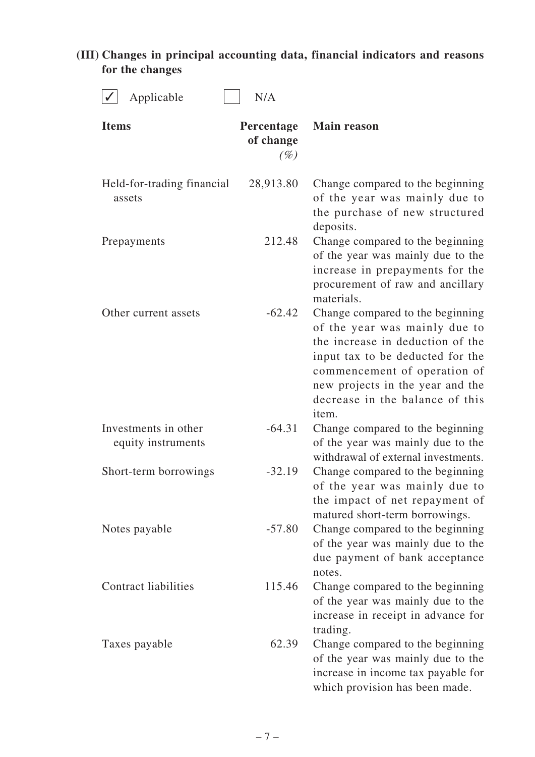### (III) Changes in principal accounting data, financial indicators and reasons for the changes

☑ Applicable ☐ N/A

| Items | Percentage of change (%) | Main reason |
|---|---|---|
| Held-for-trading financial assets | 28,913.80 | Change compared to the beginning of the year was mainly due to the purchase of new structured deposits. |
| Prepayments | 212.48 | Change compared to the beginning of the year was mainly due to the increase in prepayments for the procurement of raw and ancillary materials. |
| Other current assets | -62.42 | Change compared to the beginning of the year was mainly due to the increase in deduction of the input tax to be deducted for the commencement of operation of new projects in the year and the decrease in the balance of this item. |
| Investments in other equity instruments | -64.31 | Change compared to the beginning of the year was mainly due to the withdrawal of external investments. |
| Short-term borrowings | -32.19 | Change compared to the beginning of the year was mainly due to the impact of net repayment of matured short-term borrowings. |
| Notes payable | -57.80 | Change compared to the beginning of the year was mainly due to the due payment of bank acceptance notes. |
| Contract liabilities | 115.46 | Change compared to the beginning of the year was mainly due to the increase in receipt in advance for trading. |
| Taxes payable | 62.39 | Change compared to the beginning of the year was mainly due to the increase in income tax payable for which provision has been made. |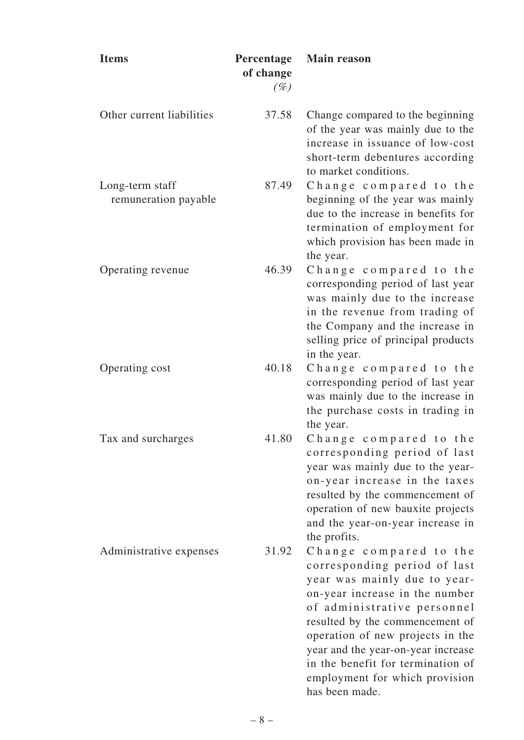| Items | Percentage of change *(%)* | Main reason |
|---|---|---|
| Other current liabilities | 37.58 | Change compared to the beginning of the year was mainly due to the increase in issuance of low-cost short-term debentures according to market conditions. |
| Long-term staff remuneration payable | 87.49 | Change compared to the beginning of the year was mainly due to the increase in benefits for termination of employment for which provision has been made in the year. |
| Operating revenue | 46.39 | Change compared to the corresponding period of last year was mainly due to the increase in the revenue from trading of the Company and the increase in selling price of principal products in the year. |
| Operating cost | 40.18 | Change compared to the corresponding period of last year was mainly due to the increase in the purchase costs in trading in the year. |
| Tax and surcharges | 41.80 | Change compared to the corresponding period of last year was mainly due to the year-on-year increase in the taxes resulted by the commencement of operation of new bauxite projects and the year-on-year increase in the profits. |
| Administrative expenses | 31.92 | Change compared to the corresponding period of last year was mainly due to year-on-year increase in the number of administrative personnel resulted by the commencement of operation of new projects in the year and the year-on-year increase in the benefit for termination of employment for which provision has been made. |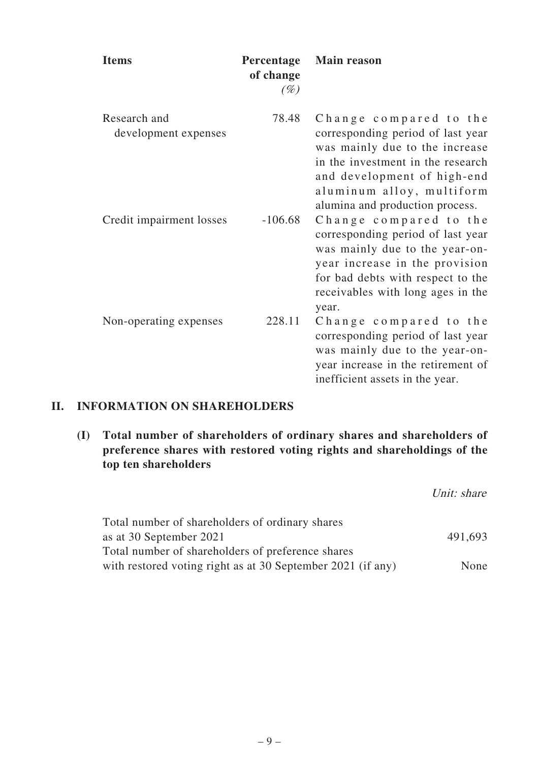| Items | Percentage of change *(%)* | Main reason |
|---|---|---|
| Research and development expenses | 78.48 | Change compared to the corresponding period of last year was mainly due to the increase in the investment in the research and development of high-end aluminum alloy, multiform alumina and production process. |
| Credit impairment losses | -106.68 | Change compared to the corresponding period of last year was mainly due to the year-on-year increase in the provision for bad debts with respect to the receivables with long ages in the year. |
| Non-operating expenses | 228.11 | Change compared to the corresponding period of last year was mainly due to the year-on-year increase in the retirement of inefficient assets in the year. |

## II. INFORMATION ON SHAREHOLDERS

### (I) Total number of shareholders of ordinary shares and shareholders of preference shares with restored voting rights and shareholdings of the top ten shareholders

*Unit: share*

| | |
|---|---|
| Total number of shareholders of ordinary shares as at 30 September 2021 | 491,693 |
| Total number of shareholders of preference shares with restored voting right as at 30 September 2021 (if any) | None |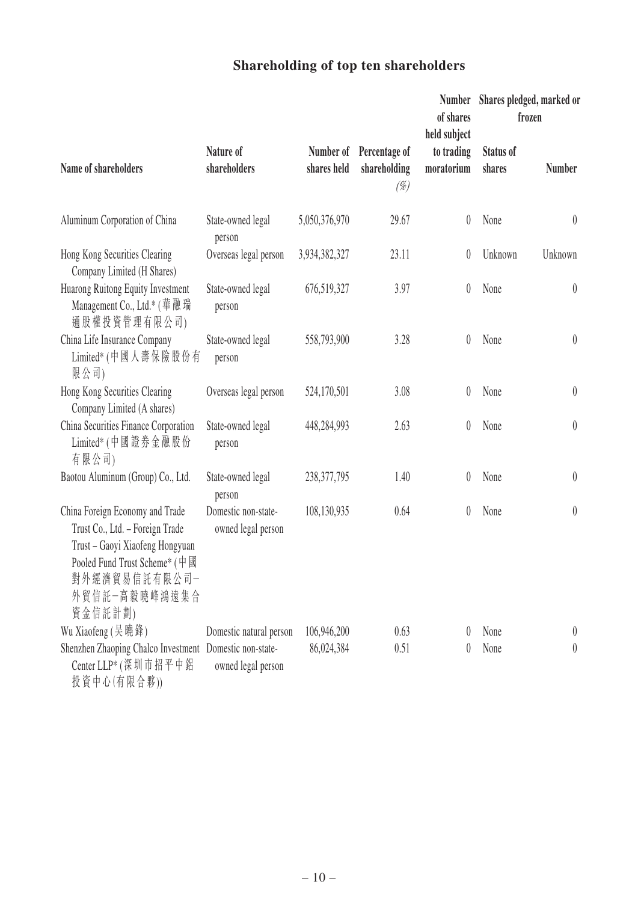## Shareholding of top ten shareholders

| Name of shareholders | Nature of shareholders | Number of shares held | Percentage of shareholding (%) | Number of shares held subject to trading moratorium | Shares pledged, marked or frozen | |
|---|---|---|---|---|---|---|
| | | | | | Status of shares | Number |
| Aluminum Corporation of China | State-owned legal person | 5,050,376,970 | 29.67 | 0 | None | 0 |
| Hong Kong Securities Clearing Company Limited (H Shares) | Overseas legal person | 3,934,382,327 | 23.11 | 0 | Unknown | Unknown |
| Huarong Ruitong Equity Investment Management Co., Ltd.* (華融瑞通股權投資管理有限公司) | State-owned legal person | 676,519,327 | 3.97 | 0 | None | 0 |
| China Life Insurance Company Limited* (中國人壽保險股份有限公司) | State-owned legal person | 558,793,900 | 3.28 | 0 | None | 0 |
| Hong Kong Securities Clearing Company Limited (A shares) | Overseas legal person | 524,170,501 | 3.08 | 0 | None | 0 |
| China Securities Finance Corporation Limited* (中國證券金融股份有限公司) | State-owned legal person | 448,284,993 | 2.63 | 0 | None | 0 |
| Baotou Aluminum (Group) Co., Ltd. | State-owned legal person | 238,377,795 | 1.40 | 0 | None | 0 |
| China Foreign Economy and Trade Trust Co., Ltd. – Foreign Trade Trust – Gaoyi Xiaofeng Hongyuan Pooled Fund Trust Scheme* (中國對外經濟貿易信託有限公司－外貿信託－高毅曉峰鴻遠集合資金信託計劃) | Domestic non-state-owned legal person | 108,130,935 | 0.64 | 0 | None | 0 |
| Wu Xiaofeng (吳曉鋒) | Domestic natural person | 106,946,200 | 0.63 | 0 | None | 0 |
| Shenzhen Zhaoping Chalco Investment Center LLP* (深圳市招平中鋁投資中心(有限合夥)) | Domestic non-state-owned legal person | 86,024,384 | 0.51 | 0 | None | 0 |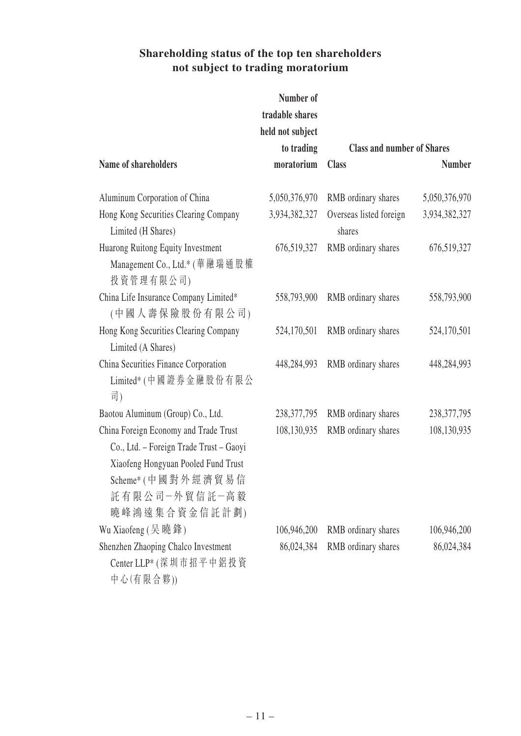## Shareholding status of the top ten shareholders not subject to trading moratorium

| Name of shareholders | Number of tradable shares held not subject to trading moratorium | Class and number of Shares | |
|---|---|---|---|
| | | Class | Number |
| Aluminum Corporation of China | 5,050,376,970 | RMB ordinary shares | 5,050,376,970 |
| Hong Kong Securities Clearing Company Limited (H Shares) | 3,934,382,327 | Overseas listed foreign shares | 3,934,382,327 |
| Huarong Ruitong Equity Investment Management Co., Ltd.* (華融瑞通股權投資管理有限公司) | 676,519,327 | RMB ordinary shares | 676,519,327 |
| China Life Insurance Company Limited* (中國人壽保險股份有限公司) | 558,793,900 | RMB ordinary shares | 558,793,900 |
| Hong Kong Securities Clearing Company Limited (A Shares) | 524,170,501 | RMB ordinary shares | 524,170,501 |
| China Securities Finance Corporation Limited* (中國證券金融股份有限公司) | 448,284,993 | RMB ordinary shares | 448,284,993 |
| Baotou Aluminum (Group) Co., Ltd. | 238,377,795 | RMB ordinary shares | 238,377,795 |
| China Foreign Economy and Trade Trust Co., Ltd. – Foreign Trade Trust – Gaoyi Xiaofeng Hongyuan Pooled Fund Trust Scheme* (中國對外經濟貿易信託有限公司－外貿信託－高毅曉峰鴻遠集合資金信託計劃) | 108,130,935 | RMB ordinary shares | 108,130,935 |
| Wu Xiaofeng (吴曉鋒) | 106,946,200 | RMB ordinary shares | 106,946,200 |
| Shenzhen Zhaoping Chalco Investment Center LLP* (深圳市招平中鋁投資中心(有限合夥)) | 86,024,384 | RMB ordinary shares | 86,024,384 |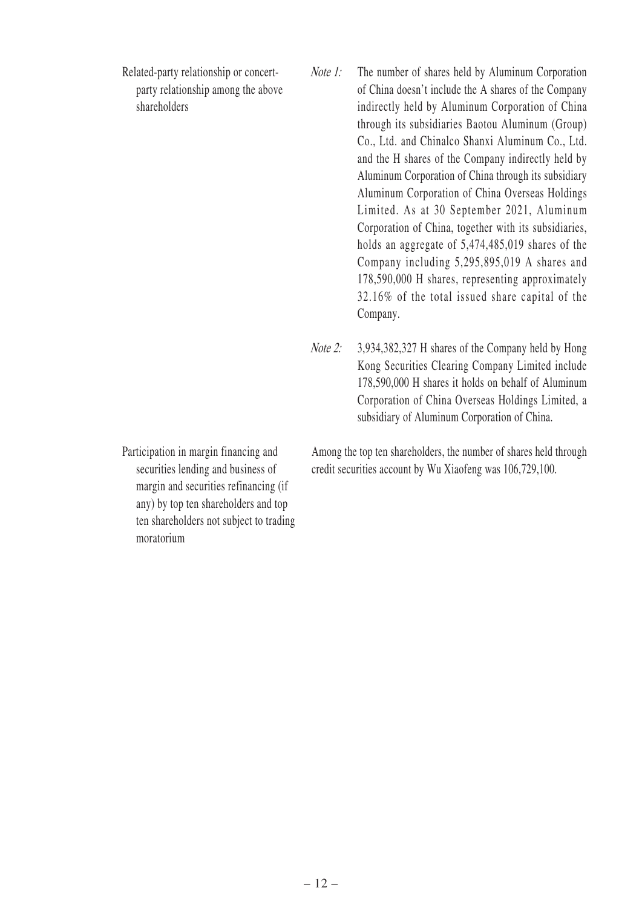| | |
|---|---|
| Related-party relationship or concert-party relationship among the above shareholders | *Note 1:* The number of shares held by Aluminum Corporation of China doesn't include the A shares of the Company indirectly held by Aluminum Corporation of China through its subsidiaries Baotou Aluminum (Group) Co., Ltd. and Chinalco Shanxi Aluminum Co., Ltd. and the H shares of the Company indirectly held by Aluminum Corporation of China through its subsidiary Aluminum Corporation of China Overseas Holdings Limited. As at 30 September 2021, Aluminum Corporation of China, together with its subsidiaries, holds an aggregate of 5,474,485,019 shares of the Company including 5,295,895,019 A shares and 178,590,000 H shares, representing approximately 32.16% of the total issued share capital of the Company.<br><br>*Note 2:* 3,934,382,327 H shares of the Company held by Hong Kong Securities Clearing Company Limited include 178,590,000 H shares it holds on behalf of Aluminum Corporation of China Overseas Holdings Limited, a subsidiary of Aluminum Corporation of China. |
| Participation in margin financing and securities lending and business of margin and securities refinancing (if any) by top ten shareholders and top ten shareholders not subject to trading moratorium | Among the top ten shareholders, the number of shares held through credit securities account by Wu Xiaofeng was 106,729,100. |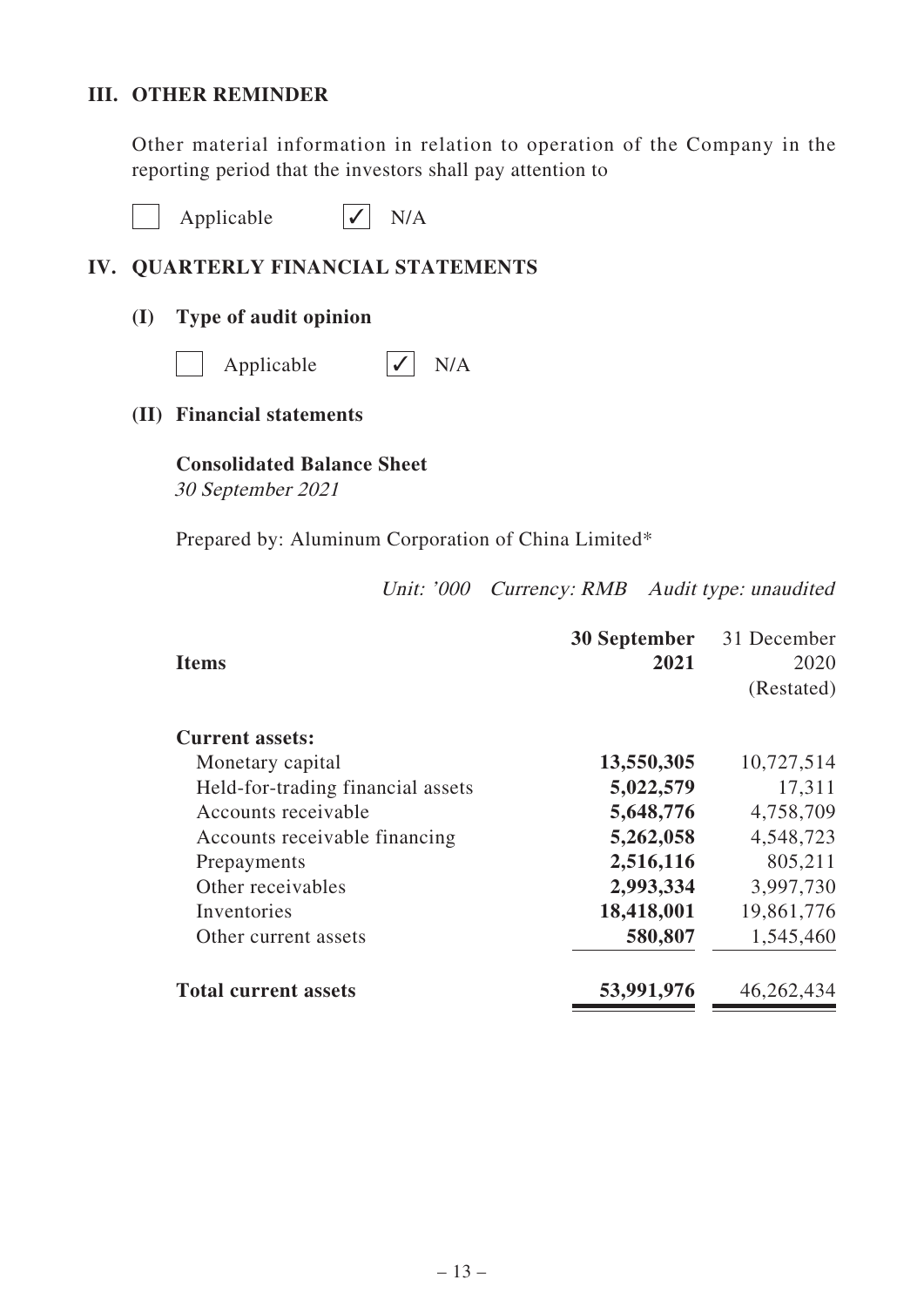## III. OTHER REMINDER

Other material information in relation to operation of the Company in the reporting period that the investors shall pay attention to

☐ Applicable ☑ N/A

## IV. QUARTERLY FINANCIAL STATEMENTS

### (I) Type of audit opinion

☐ Applicable ☑ N/A

### (II) Financial statements

**Consolidated Balance Sheet**
*30 September 2021*

Prepared by: Aluminum Corporation of China Limited*

*Unit: '000 Currency: RMB Audit type: unaudited*

| Items | 30 September 2021 | 31 December 2020 (Restated) |
|---|---|---|
| **Current assets:** | | |
| Monetary capital | **13,550,305** | 10,727,514 |
| Held-for-trading financial assets | **5,022,579** | 17,311 |
| Accounts receivable | **5,648,776** | 4,758,709 |
| Accounts receivable financing | **5,262,058** | 4,548,723 |
| Prepayments | **2,516,116** | 805,211 |
| Other receivables | **2,993,334** | 3,997,730 |
| Inventories | **18,418,001** | 19,861,776 |
| Other current assets | **580,807** | 1,545,460 |
| **Total current assets** | **53,991,976** | 46,262,434 |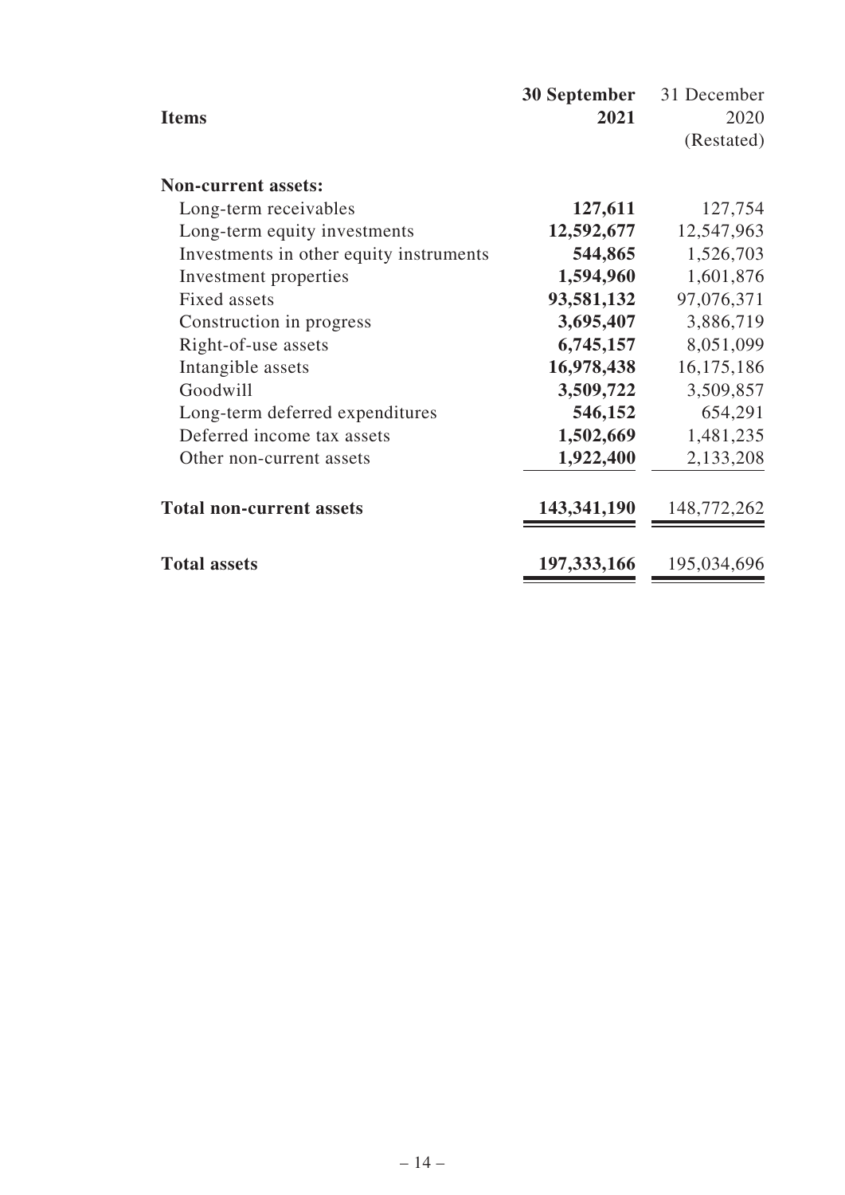| Items | 30 September 2021 | 31 December 2020 (Restated) |
|---|---|---|
| **Non-current assets:** | | |
| Long-term receivables | **127,611** | 127,754 |
| Long-term equity investments | **12,592,677** | 12,547,963 |
| Investments in other equity instruments | **544,865** | 1,526,703 |
| Investment properties | **1,594,960** | 1,601,876 |
| Fixed assets | **93,581,132** | 97,076,371 |
| Construction in progress | **3,695,407** | 3,886,719 |
| Right-of-use assets | **6,745,157** | 8,051,099 |
| Intangible assets | **16,978,438** | 16,175,186 |
| Goodwill | **3,509,722** | 3,509,857 |
| Long-term deferred expenditures | **546,152** | 654,291 |
| Deferred income tax assets | **1,502,669** | 1,481,235 |
| Other non-current assets | **1,922,400** | 2,133,208 |
| **Total non-current assets** | **143,341,190** | 148,772,262 |
| **Total assets** | **197,333,166** | 195,034,696 |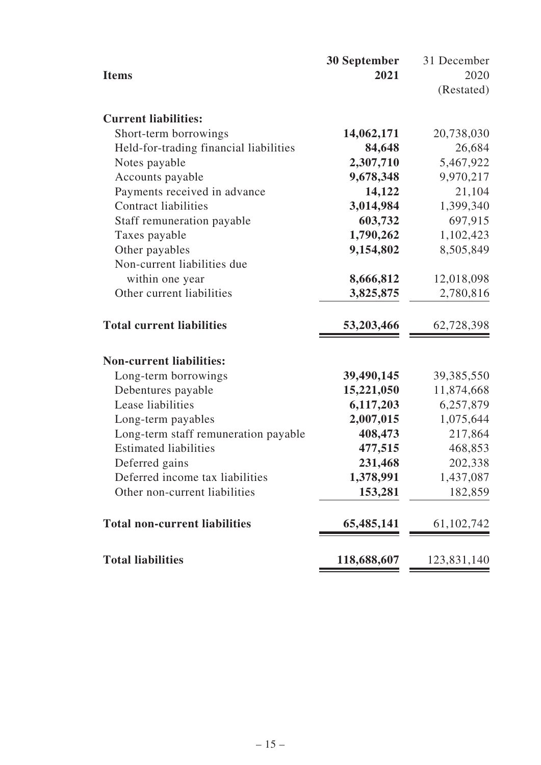| Items | 30 September 2021 | 31 December 2020 (Restated) |
|---|---|---|
| **Current liabilities:** | | |
| Short-term borrowings | **14,062,171** | 20,738,030 |
| Held-for-trading financial liabilities | **84,648** | 26,684 |
| Notes payable | **2,307,710** | 5,467,922 |
| Accounts payable | **9,678,348** | 9,970,217 |
| Payments received in advance | **14,122** | 21,104 |
| Contract liabilities | **3,014,984** | 1,399,340 |
| Staff remuneration payable | **603,732** | 697,915 |
| Taxes payable | **1,790,262** | 1,102,423 |
| Other payables | **9,154,802** | 8,505,849 |
| Non-current liabilities due within one year | **8,666,812** | 12,018,098 |
| Other current liabilities | **3,825,875** | 2,780,816 |
| **Total current liabilities** | **53,203,466** | 62,728,398 |
| **Non-current liabilities:** | | |
| Long-term borrowings | **39,490,145** | 39,385,550 |
| Debentures payable | **15,221,050** | 11,874,668 |
| Lease liabilities | **6,117,203** | 6,257,879 |
| Long-term payables | **2,007,015** | 1,075,644 |
| Long-term staff remuneration payable | **408,473** | 217,864 |
| Estimated liabilities | **477,515** | 468,853 |
| Deferred gains | **231,468** | 202,338 |
| Deferred income tax liabilities | **1,378,991** | 1,437,087 |
| Other non-current liabilities | **153,281** | 182,859 |
| **Total non-current liabilities** | **65,485,141** | 61,102,742 |
| **Total liabilities** | **118,688,607** | 123,831,140 |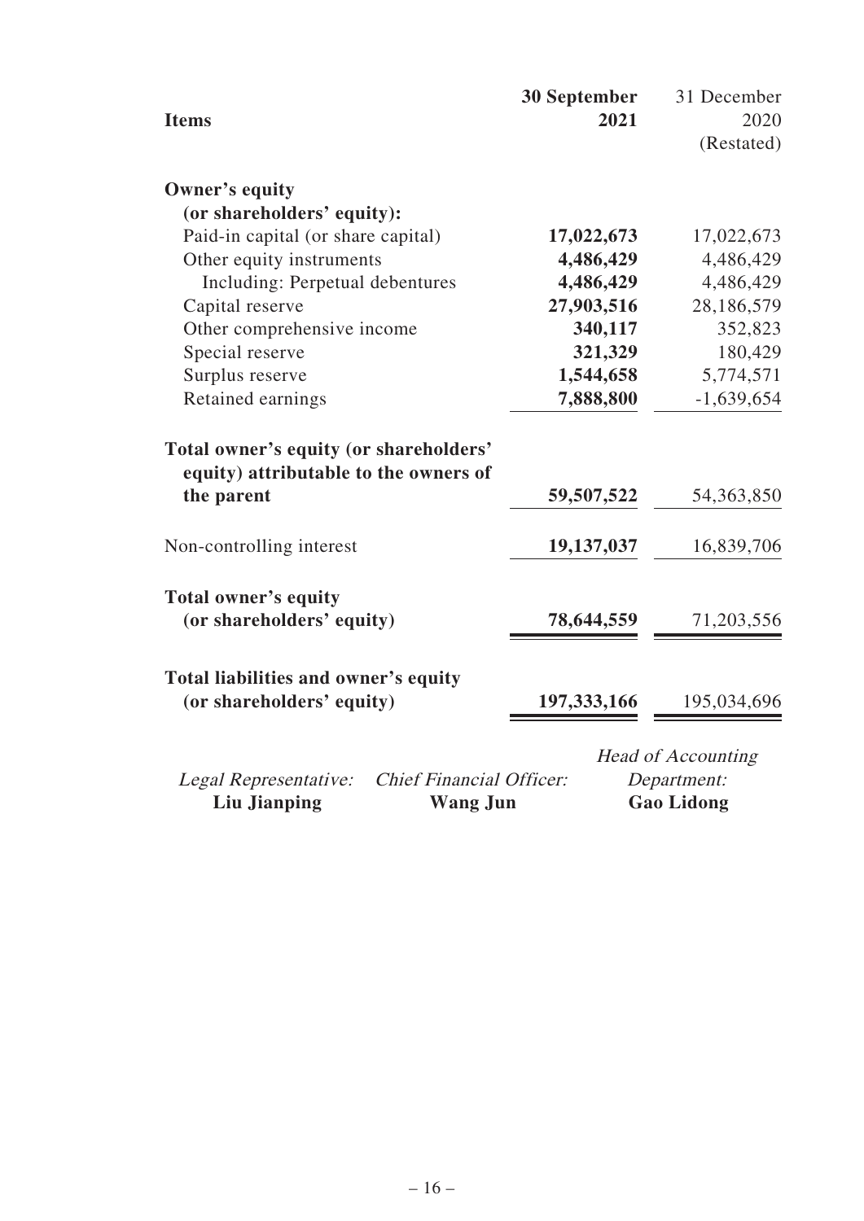| Items | 30 September 2021 | 31 December 2020 (Restated) |
|---|---|---|
| **Owner's equity (or shareholders' equity):** | | |
| Paid-in capital (or share capital) | **17,022,673** | 17,022,673 |
| Other equity instruments | **4,486,429** | 4,486,429 |
| Including: Perpetual debentures | **4,486,429** | 4,486,429 |
| Capital reserve | **27,903,516** | 28,186,579 |
| Other comprehensive income | **340,117** | 352,823 |
| Special reserve | **321,329** | 180,429 |
| Surplus reserve | **1,544,658** | 5,774,571 |
| Retained earnings | **7,888,800** | -1,639,654 |
| **Total owner's equity (or shareholders' equity) attributable to the owners of the parent** | **59,507,522** | 54,363,850 |
| Non-controlling interest | **19,137,037** | 16,839,706 |
| **Total owner's equity (or shareholders' equity)** | **78,644,559** | 71,203,556 |
| **Total liabilities and owner's equity (or shareholders' equity)** | **197,333,166** | 195,034,696 |

*Legal Representative:* **Liu Jianping** *Chief Financial Officer:* **Wang Jun** *Head of Accounting Department:* **Gao Lidong**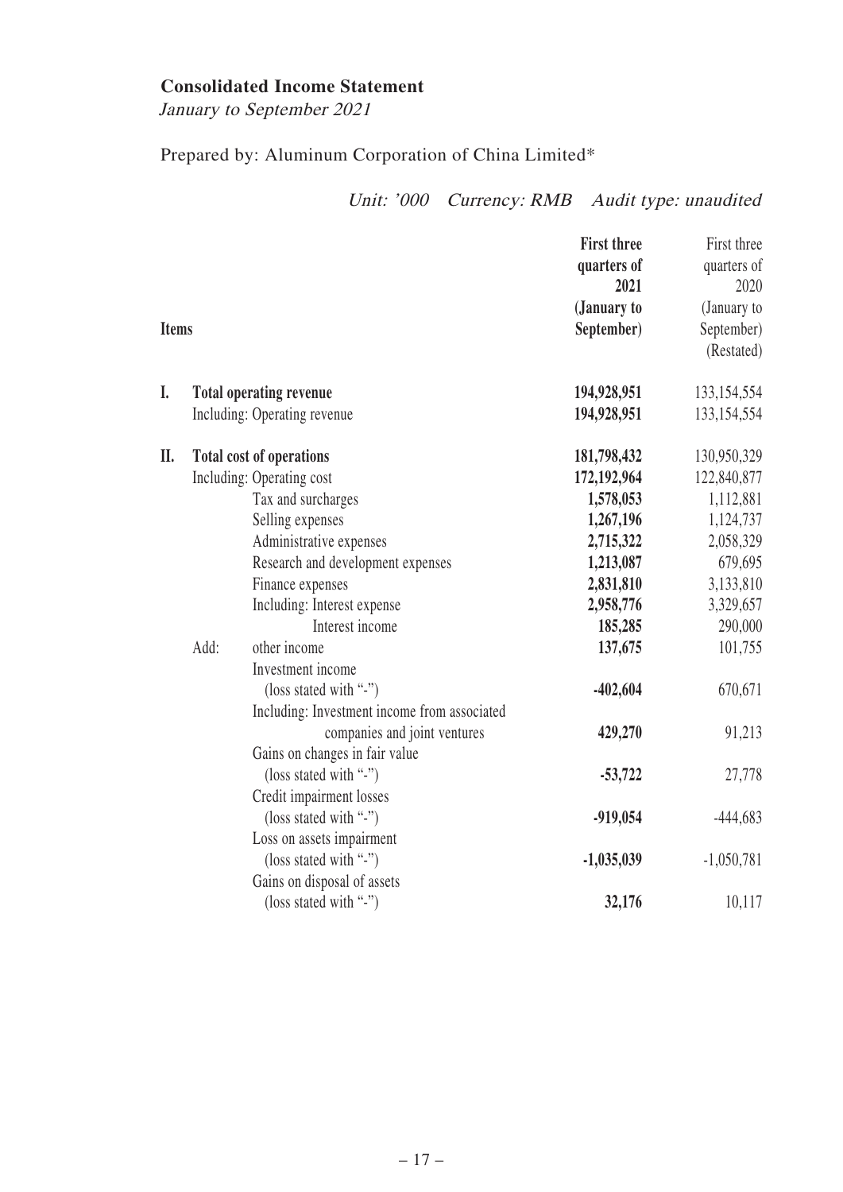## Consolidated Income Statement

*January to September 2021*

Prepared by: Aluminum Corporation of China Limited*

*Unit: '000 Currency: RMB Audit type: unaudited*

| Items | | | First three quarters of 2021 (January to September) | First three quarters of 2020 (January to September) (Restated) |
|---|---|---|---|---|
| **I.** | **Total operating revenue** | | **194,928,951** | 133,154,554 |
| | Including: Operating revenue | | **194,928,951** | 133,154,554 |
| **II.** | **Total cost of operations** | | **181,798,432** | 130,950,329 |
| | Including: Operating cost | | **172,192,964** | 122,840,877 |
| | | Tax and surcharges | **1,578,053** | 1,112,881 |
| | | Selling expenses | **1,267,196** | 1,124,737 |
| | | Administrative expenses | **2,715,322** | 2,058,329 |
| | | Research and development expenses | **1,213,087** | 679,695 |
| | | Finance expenses | **2,831,810** | 3,133,810 |
| | | Including: Interest expense | **2,958,776** | 3,329,657 |
| | | Interest income | **185,285** | 290,000 |
| | Add: | other income | **137,675** | 101,755 |
| | | Investment income (loss stated with "-") | **-402,604** | 670,671 |
| | | Including: Investment income from associated companies and joint ventures | **429,270** | 91,213 |
| | | Gains on changes in fair value (loss stated with "-") | **-53,722** | 27,778 |
| | | Credit impairment losses (loss stated with "-") | **-919,054** | -444,683 |
| | | Loss on assets impairment (loss stated with "-") | **-1,035,039** | -1,050,781 |
| | | Gains on disposal of assets (loss stated with "-") | **32,176** | 10,117 |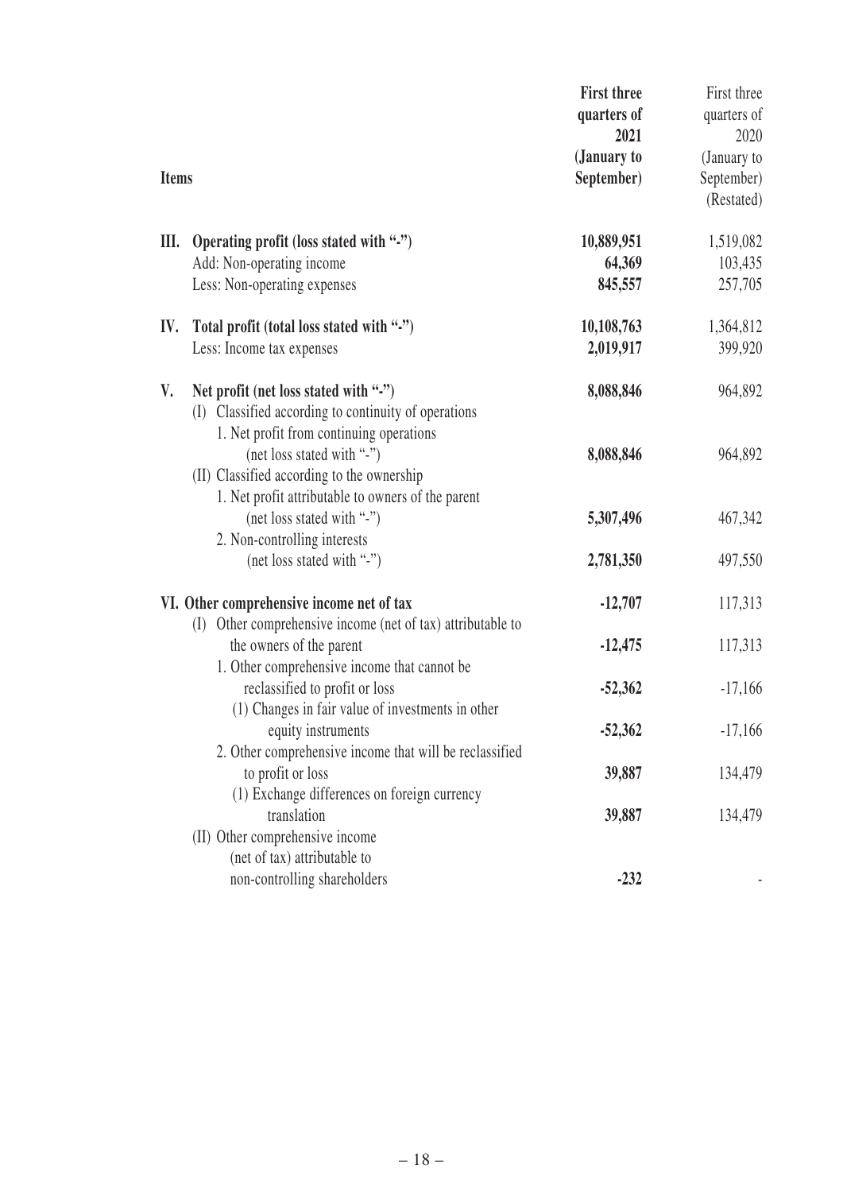| Items | First three quarters of 2021 (January to September) | First three quarters of 2020 (January to September) (Restated) |
|---|---|---|
| **III. Operating profit (loss stated with "-")** | **10,889,951** | 1,519,082 |
| Add: Non-operating income | **64,369** | 103,435 |
| Less: Non-operating expenses | **845,557** | 257,705 |
| **IV. Total profit (total loss stated with "-")** | **10,108,763** | 1,364,812 |
| Less: Income tax expenses | **2,019,917** | 399,920 |
| **V. Net profit (net loss stated with "-")** | **8,088,846** | 964,892 |
| (I) Classified according to continuity of operations | | |
| 1. Net profit from continuing operations (net loss stated with "-") | **8,088,846** | 964,892 |
| (II) Classified according to the ownership | | |
| 1. Net profit attributable to owners of the parent (net loss stated with "-") | **5,307,496** | 467,342 |
| 2. Non-controlling interests (net loss stated with "-") | **2,781,350** | 497,550 |
| **VI. Other comprehensive income net of tax** | **-12,707** | 117,313 |
| (I) Other comprehensive income (net of tax) attributable to the owners of the parent | **-12,475** | 117,313 |
| 1. Other comprehensive income that cannot be reclassified to profit or loss | **-52,362** | -17,166 |
| (1) Changes in fair value of investments in other equity instruments | **-52,362** | -17,166 |
| 2. Other comprehensive income that will be reclassified to profit or loss | **39,887** | 134,479 |
| (1) Exchange differences on foreign currency translation | **39,887** | 134,479 |
| (II) Other comprehensive income (net of tax) attributable to non-controlling shareholders | **-232** | - |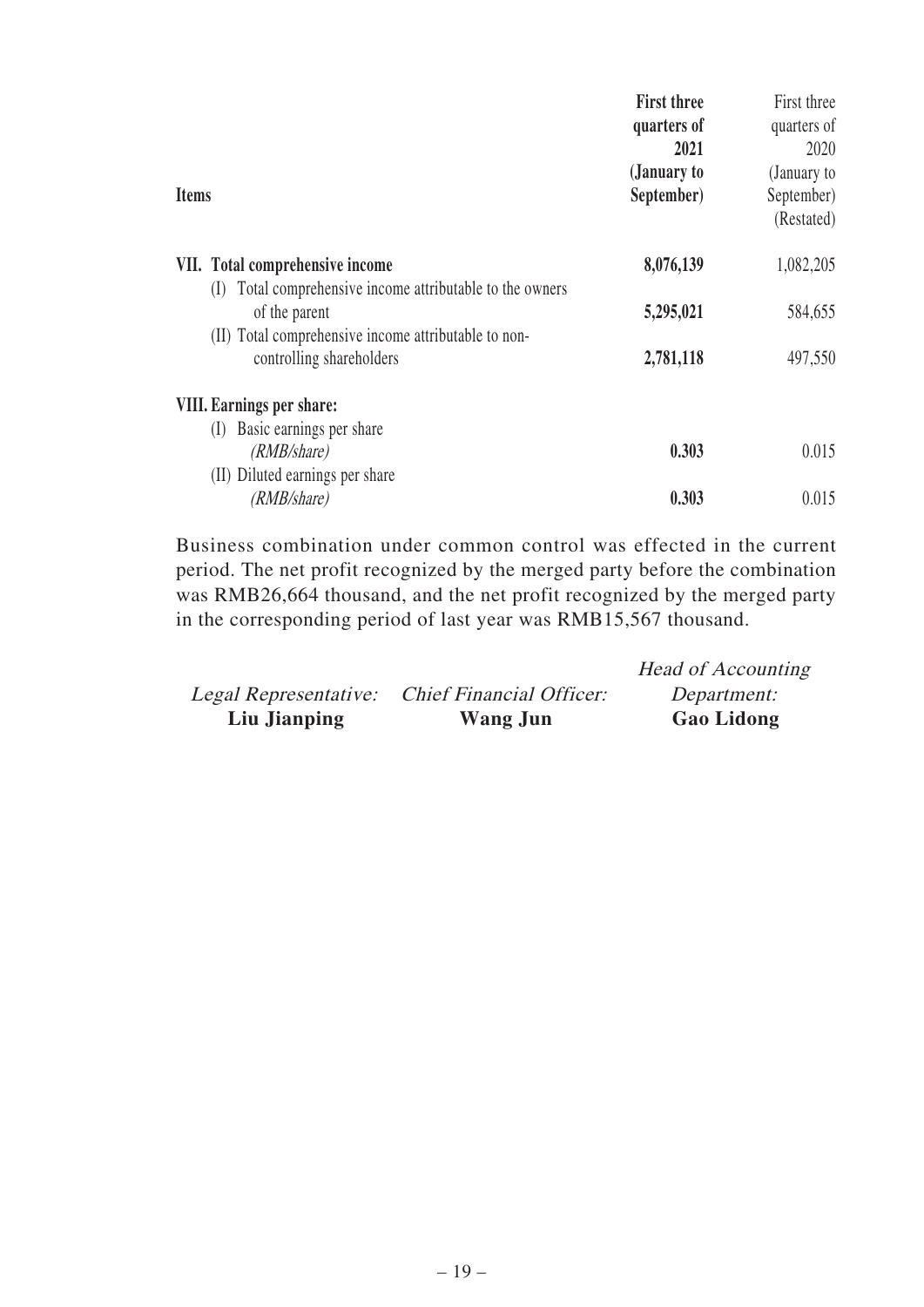| Items | First three quarters of 2021 (January to September) | First three quarters of 2020 (January to September) (Restated) |
|---|---|---|
| **VII. Total comprehensive income** | **8,076,139** | 1,082,205 |
| (I) Total comprehensive income attributable to the owners of the parent | **5,295,021** | 584,655 |
| (II) Total comprehensive income attributable to non-controlling shareholders | **2,781,118** | 497,550 |
| **VIII. Earnings per share:** | | |
| (I) Basic earnings per share *(RMB/share)* | **0.303** | 0.015 |
| (II) Diluted earnings per share *(RMB/share)* | **0.303** | 0.015 |

Business combination under common control was effected in the current period. The net profit recognized by the merged party before the combination was RMB26,664 thousand, and the net profit recognized by the merged party in the corresponding period of last year was RMB15,567 thousand.

| Legal Representative: | Chief Financial Officer: | Head of Accounting Department: |
|---|---|---|
| **Liu Jianping** | **Wang Jun** | **Gao Lidong** |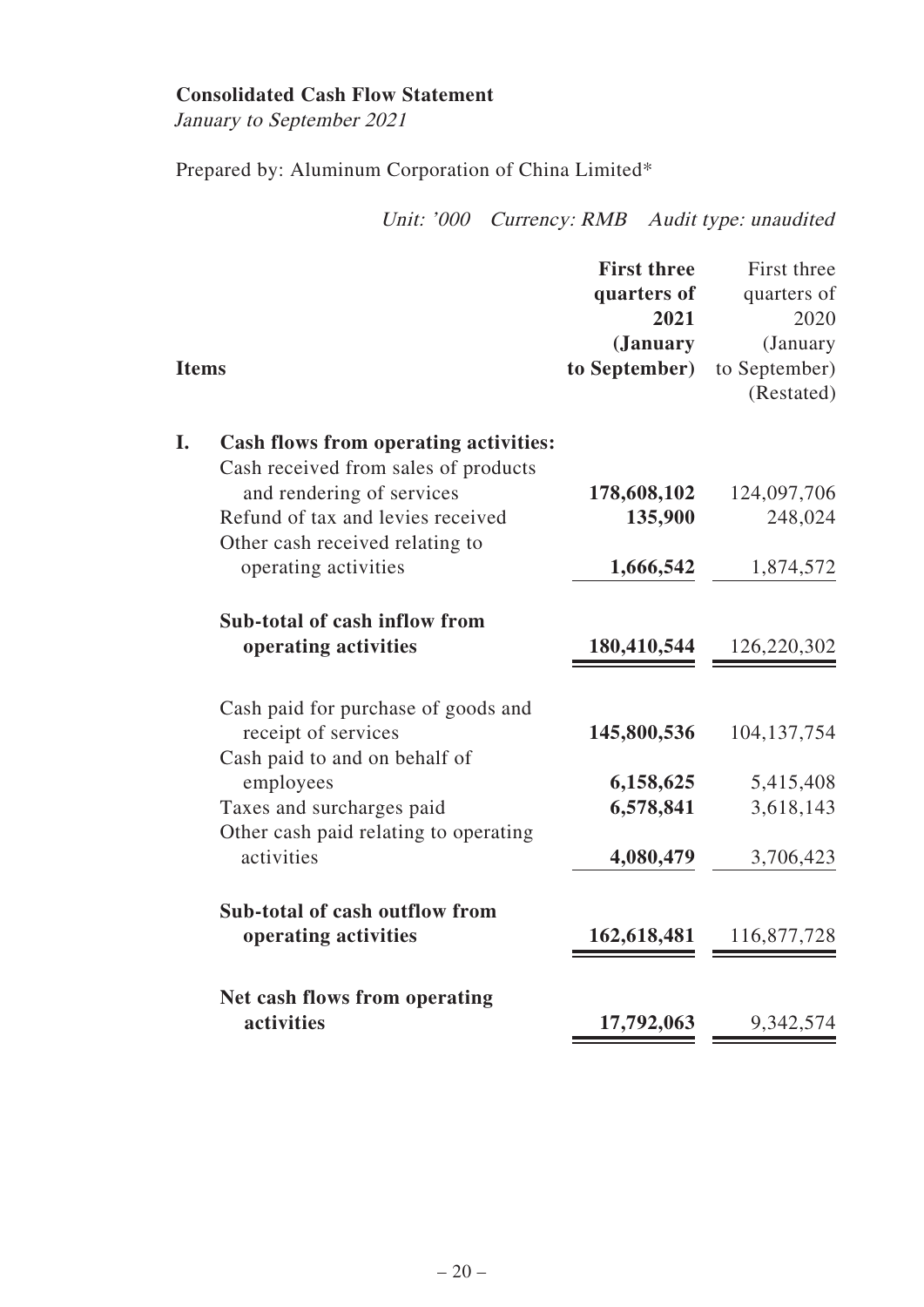**Consolidated Cash Flow Statement**

*January to September 2021*

Prepared by: Aluminum Corporation of China Limited*

*Unit: '000 Currency: RMB Audit type: unaudited*

| Items | First three quarters of 2021 (January to September) | First three quarters of 2020 (January to September) (Restated) |
|---|---|---|
| **I. Cash flows from operating activities:** | | |
| Cash received from sales of products and rendering of services | **178,608,102** | 124,097,706 |
| Refund of tax and levies received | **135,900** | 248,024 |
| Other cash received relating to operating activities | **1,666,542** | 1,874,572 |
| **Sub-total of cash inflow from operating activities** | **180,410,544** | 126,220,302 |
| Cash paid for purchase of goods and receipt of services | **145,800,536** | 104,137,754 |
| Cash paid to and on behalf of employees | **6,158,625** | 5,415,408 |
| Taxes and surcharges paid | **6,578,841** | 3,618,143 |
| Other cash paid relating to operating activities | **4,080,479** | 3,706,423 |
| **Sub-total of cash outflow from operating activities** | **162,618,481** | 116,877,728 |
| **Net cash flows from operating activities** | **17,792,063** | 9,342,574 |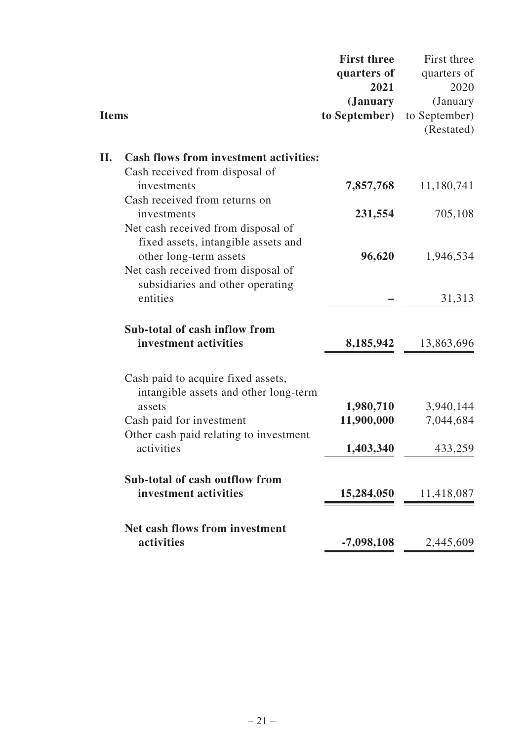| Items | First three quarters of 2021 (January to September) | First three quarters of 2020 (January to September) (Restated) |
|---|---|---|
| **II. Cash flows from investment activities:** | | |
| Cash received from disposal of investments | **7,857,768** | 11,180,741 |
| Cash received from returns on investments | **231,554** | 705,108 |
| Net cash received from disposal of fixed assets, intangible assets and other long-term assets | **96,620** | 1,946,534 |
| Net cash received from disposal of subsidiaries and other operating entities | **–** | 31,313 |
| **Sub-total of cash inflow from investment activities** | **8,185,942** | 13,863,696 |
| Cash paid to acquire fixed assets, intangible assets and other long-term assets | **1,980,710** | 3,940,144 |
| Cash paid for investment | **11,900,000** | 7,044,684 |
| Other cash paid relating to investment activities | **1,403,340** | 433,259 |
| **Sub-total of cash outflow from investment activities** | **15,284,050** | 11,418,087 |
| **Net cash flows from investment activities** | **-7,098,108** | 2,445,609 |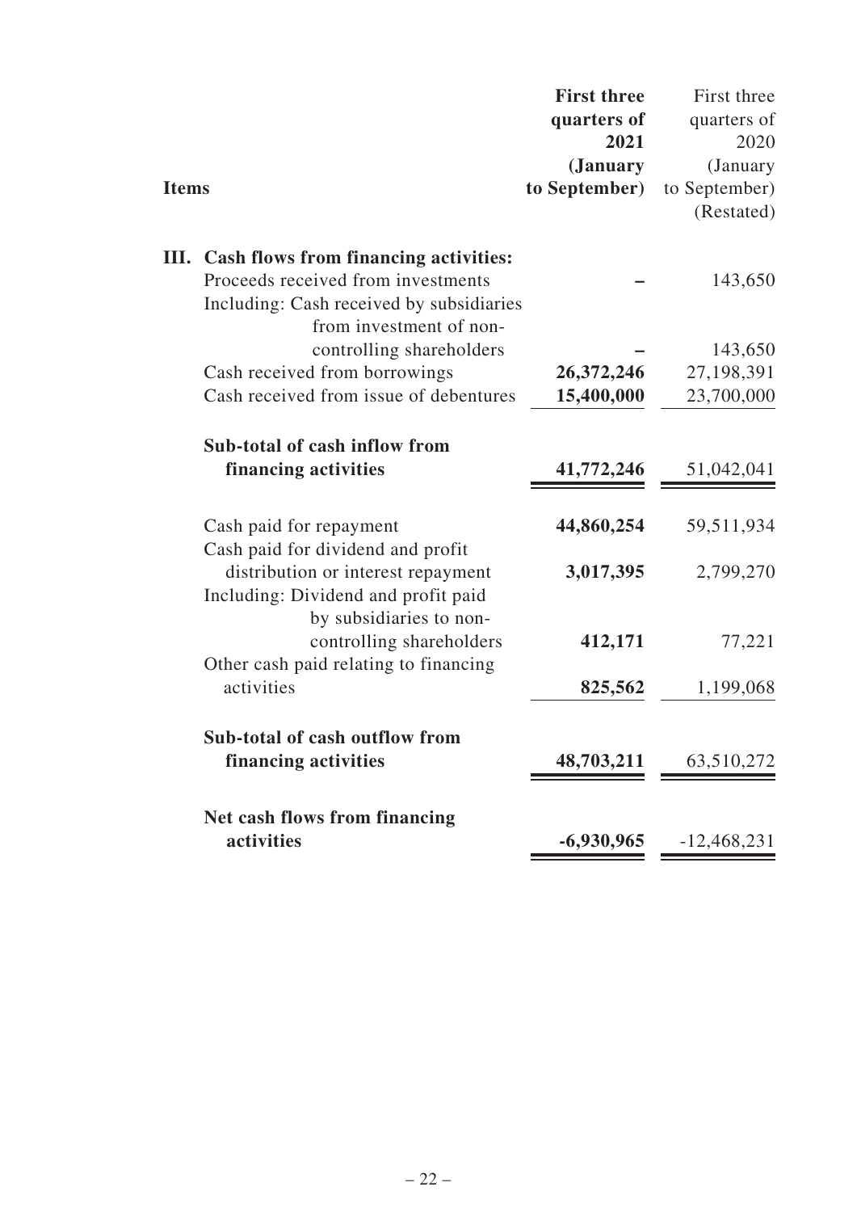| Items | First three quarters of 2021 (January to September) | First three quarters of 2020 (January to September) (Restated) |
|---|---|---|
| **III. Cash flows from financing activities:** | | |
| Proceeds received from investments | **–** | 143,650 |
| Including: Cash received by subsidiaries from investment of non-controlling shareholders | **–** | 143,650 |
| Cash received from borrowings | **26,372,246** | 27,198,391 |
| Cash received from issue of debentures | **15,400,000** | 23,700,000 |
| **Sub-total of cash inflow from financing activities** | **41,772,246** | 51,042,041 |
| Cash paid for repayment | **44,860,254** | 59,511,934 |
| Cash paid for dividend and profit distribution or interest repayment | **3,017,395** | 2,799,270 |
| Including: Dividend and profit paid by subsidiaries to non-controlling shareholders | **412,171** | 77,221 |
| Other cash paid relating to financing activities | **825,562** | 1,199,068 |
| **Sub-total of cash outflow from financing activities** | **48,703,211** | 63,510,272 |
| **Net cash flows from financing activities** | **-6,930,965** | -12,468,231 |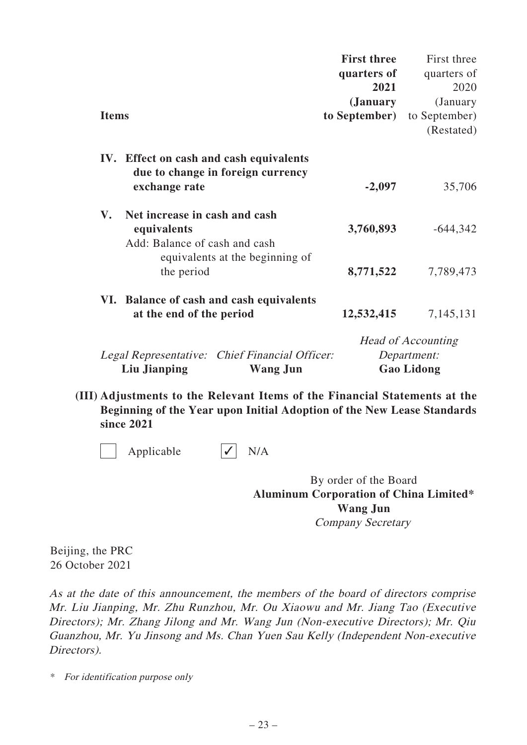| Items | First three quarters of 2021 (January to September) | First three quarters of 2020 (January to September) (Restated) |
|---|---|---|
| **IV. Effect on cash and cash equivalents due to change in foreign currency exchange rate** | **-2,097** | 35,706 |
| **V. Net increase in cash and cash equivalents** | **3,760,893** | -644,342 |
| Add: Balance of cash and cash equivalents at the beginning of the period | **8,771,522** | 7,789,473 |
| **VI. Balance of cash and cash equivalents at the end of the period** | **12,532,415** | 7,145,131 |

*Legal Representative:* **Liu Jianping** *Chief Financial Officer:* **Wang Jun** *Head of Accounting Department:* **Gao Lidong**

**(III) Adjustments to the Relevant Items of the Financial Statements at the Beginning of the Year upon Initial Adoption of the New Lease Standards since 2021**

☐ Applicable ☑ N/A

By order of the Board
**Aluminum Corporation of China Limited***
**Wang Jun**
*Company Secretary*

Beijing, the PRC
26 October 2021

*As at the date of this announcement, the members of the board of directors comprise Mr. Liu Jianping, Mr. Zhu Runzhou, Mr. Ou Xiaowu and Mr. Jiang Tao (Executive Directors); Mr. Zhang Jilong and Mr. Wang Jun (Non-executive Directors); Mr. Qiu Guanzhou, Mr. Yu Jinsong and Ms. Chan Yuen Sau Kelly (Independent Non-executive Directors).*

\* *For identification purpose only*